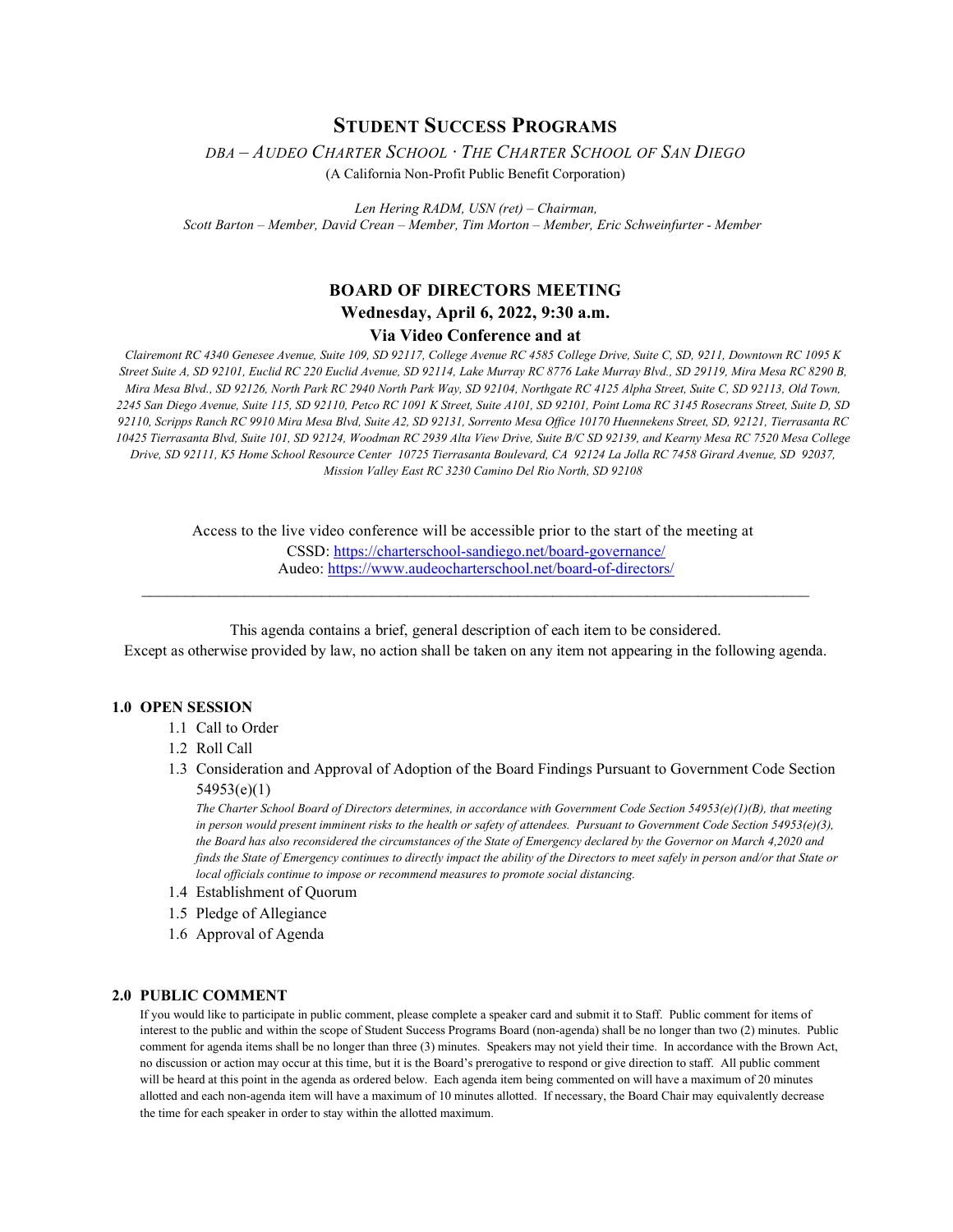# STUDENT SUCCESS PROGRAMS

*DBA – AUDEO CHARTER SCHOOL · THE CHARTER SCHOOL OF SAN DIEGO*

(A California Non-Profit Public Benefit Corporation)

*Len Hering RADM, USN (ret) – Chairman,*
*Scott Barton – Member, David Crean – Member, Tim Morton – Member, Eric Schweinfurter - Member*

## BOARD OF DIRECTORS MEETING

**Wednesday, April 6, 2022, 9:30 a.m.**

**Via Video Conference and at**

*Clairemont RC 4340 Genesee Avenue, Suite 109, SD 92117, College Avenue RC 4585 College Drive, Suite C, SD, 9211, Downtown RC 1095 K Street Suite A, SD 92101, Euclid RC 220 Euclid Avenue, SD 92114, Lake Murray RC 8776 Lake Murray Blvd., SD 29119, Mira Mesa RC 8290 B, Mira Mesa Blvd., SD 92126, North Park RC 2940 North Park Way, SD 92104, Northgate RC 4125 Alpha Street, Suite C, SD 92113, Old Town, 2245 San Diego Avenue, Suite 115, SD 92110, Petco RC 1091 K Street, Suite A101, SD 92101, Point Loma RC 3145 Rosecrans Street, Suite D, SD 92110, Scripps Ranch RC 9910 Mira Mesa Blvd, Suite A2, SD 92131, Sorrento Mesa Office 10170 Huennekens Street, SD, 92121, Tierrasanta RC 10425 Tierrasanta Blvd, Suite 101, SD 92124, Woodman RC 2939 Alta View Drive, Suite B/C SD 92139, and Kearny Mesa RC 7520 Mesa College Drive, SD 92111, K5 Home School Resource Center 10725 Tierrasanta Boulevard, CA 92124 La Jolla RC 7458 Girard Avenue, SD 92037, Mission Valley East RC 3230 Camino Del Rio North, SD 92108*

Access to the live video conference will be accessible prior to the start of the meeting at
CSSD: https://charterschool-sandiego.net/board-governance/
Audeo: https://www.audeocharterschool.net/board-of-directors/

---

This agenda contains a brief, general description of each item to be considered.
Except as otherwise provided by law, no action shall be taken on any item not appearing in the following agenda.

### 1.0 OPEN SESSION

- 1.1 Call to Order
- 1.2 Roll Call
- 1.3 Consideration and Approval of Adoption of the Board Findings Pursuant to Government Code Section 54953(e)(1)

  *The Charter School Board of Directors determines, in accordance with Government Code Section 54953(e)(1)(B), that meeting in person would present imminent risks to the health or safety of attendees. Pursuant to Government Code Section 54953(e)(3), the Board has also reconsidered the circumstances of the State of Emergency declared by the Governor on March 4,2020 and finds the State of Emergency continues to directly impact the ability of the Directors to meet safely in person and/or that State or local officials continue to impose or recommend measures to promote social distancing.*
- 1.4 Establishment of Quorum
- 1.5 Pledge of Allegiance
- 1.6 Approval of Agenda

### 2.0 PUBLIC COMMENT

If you would like to participate in public comment, please complete a speaker card and submit it to Staff. Public comment for items of interest to the public and within the scope of Student Success Programs Board (non-agenda) shall be no longer than two (2) minutes. Public comment for agenda items shall be no longer than three (3) minutes. Speakers may not yield their time. In accordance with the Brown Act, no discussion or action may occur at this time, but it is the Board's prerogative to respond or give direction to staff. All public comment will be heard at this point in the agenda as ordered below. Each agenda item being commented on will have a maximum of 20 minutes allotted and each non-agenda item will have a maximum of 10 minutes allotted. If necessary, the Board Chair may equivalently decrease the time for each speaker in order to stay within the allotted maximum.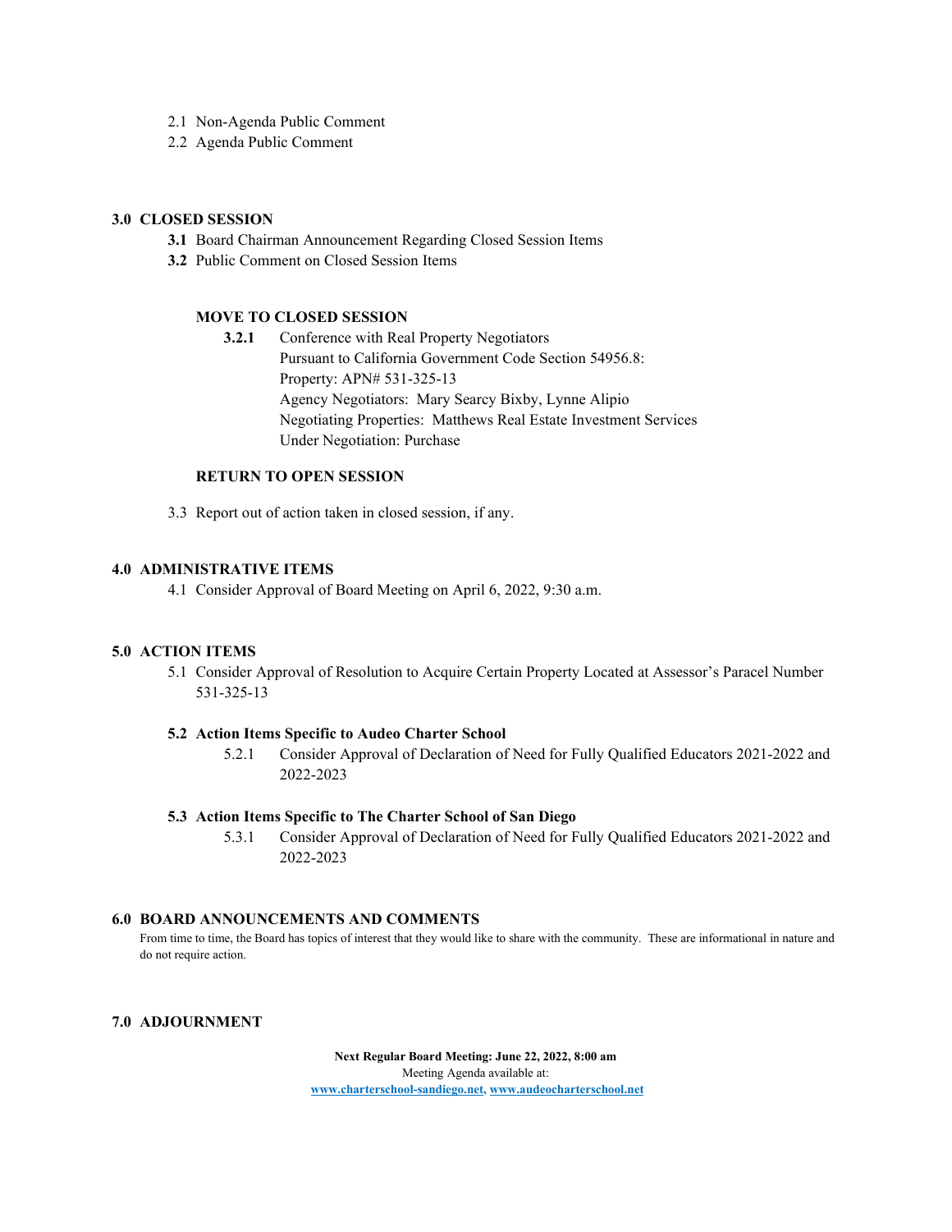2.1 Non-Agenda Public Comment

2.2 Agenda Public Comment

## 3.0 CLOSED SESSION

**3.1** Board Chairman Announcement Regarding Closed Session Items

**3.2** Public Comment on Closed Session Items

### MOVE TO CLOSED SESSION

**3.2.1** Conference with Real Property Negotiators
Pursuant to California Government Code Section 54956.8:
Property: APN# 531-325-13
Agency Negotiators: Mary Searcy Bixby, Lynne Alipio
Negotiating Properties: Matthews Real Estate Investment Services
Under Negotiation: Purchase

### RETURN TO OPEN SESSION

3.3 Report out of action taken in closed session, if any.

## 4.0 ADMINISTRATIVE ITEMS

4.1 Consider Approval of Board Meeting on April 6, 2022, 9:30 a.m.

## 5.0 ACTION ITEMS

5.1 Consider Approval of Resolution to Acquire Certain Property Located at Assessor's Paracel Number 531-325-13

### 5.2 Action Items Specific to Audeo Charter School

5.2.1 Consider Approval of Declaration of Need for Fully Qualified Educators 2021-2022 and 2022-2023

### 5.3 Action Items Specific to The Charter School of San Diego

5.3.1 Consider Approval of Declaration of Need for Fully Qualified Educators 2021-2022 and 2022-2023

## 6.0 BOARD ANNOUNCEMENTS AND COMMENTS

From time to time, the Board has topics of interest that they would like to share with the community. These are informational in nature and do not require action.

## 7.0 ADJOURNMENT

**Next Regular Board Meeting: June 22, 2022, 8:00 am**
Meeting Agenda available at:
[www.charterschool-sandiego.net](http://www.charterschool-sandiego.net), [www.audeocharterschool.net](http://www.audeocharterschool.net)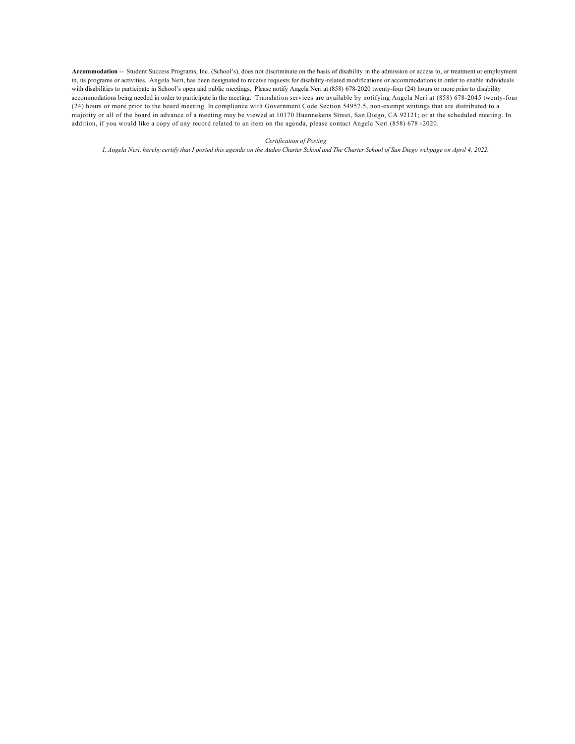**Accommodation** -- Student Success Programs, Inc. (School's), does not discriminate on the basis of disability in the admission or access to, or treatment or employment in, its programs or activities. Angela Neri, has been designated to receive requests for disability-related modifications or accommodations in order to enable individuals with disabilities to participate in School's open and public meetings. Please notify Angela Neri at (858) 678-2020 twenty-four (24) hours or more prior to disability accommodations being needed in order to participate in the meeting. Translation services are available by notifying Angela Neri at (858) 678-2045 twenty-four (24) hours or more prior to the board meeting. In compliance with Government Code Section 54957.5, non-exempt writings that are distributed to a majority or all of the board in advance of a meeting may be viewed at 10170 Huennekens Street, San Diego, CA 92121; or at the scheduled meeting. In addition, if you would like a copy of any record related to an item on the agenda, please contact Angela Neri (858) 678 -2020.

*Certification of Posting*

*I, Angela Neri, hereby certify that I posted this agenda on the Audeo Charter School and The Charter School of San Diego webpage on April 4, 2022.*